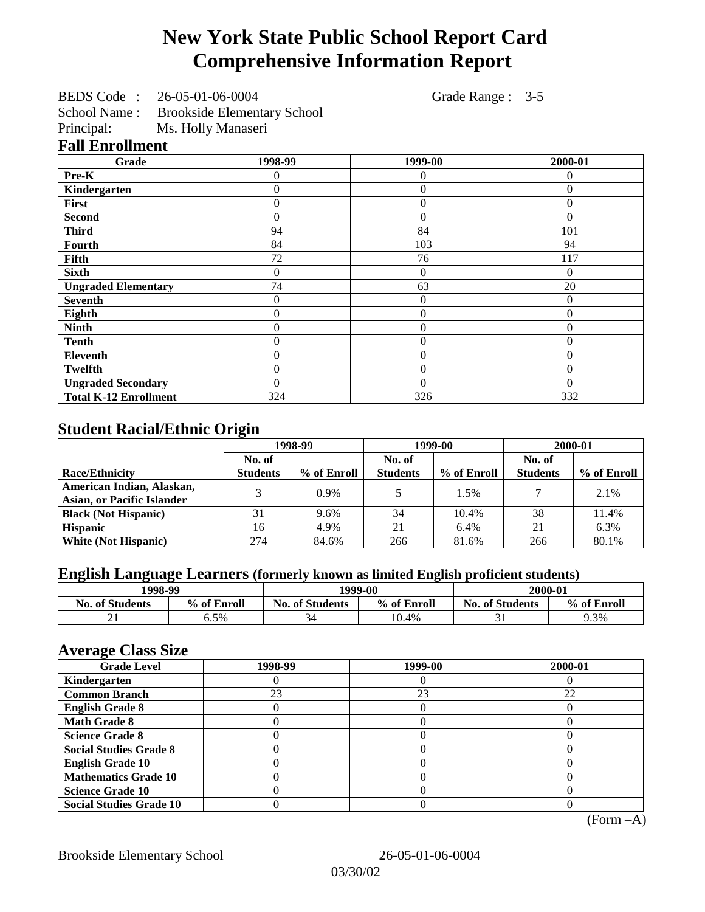# New York State Public School Report Card
# Comprehensive Information Report

BEDS Code : 26-05-01-06-0004 Grade Range : 3-5
School Name : Brookside Elementary School
Principal: Ms. Holly Manaseri

## Fall Enrollment

| Grade | 1998-99 | 1999-00 | 2000-01 |
|---|---|---|---|
| Pre-K | 0 | 0 | 0 |
| Kindergarten | 0 | 0 | 0 |
| First | 0 | 0 | 0 |
| Second | 0 | 0 | 0 |
| Third | 94 | 84 | 101 |
| Fourth | 84 | 103 | 94 |
| Fifth | 72 | 76 | 117 |
| Sixth | 0 | 0 | 0 |
| Ungraded Elementary | 74 | 63 | 20 |
| Seventh | 0 | 0 | 0 |
| Eighth | 0 | 0 | 0 |
| Ninth | 0 | 0 | 0 |
| Tenth | 0 | 0 | 0 |
| Eleventh | 0 | 0 | 0 |
| Twelfth | 0 | 0 | 0 |
| Ungraded Secondary | 0 | 0 | 0 |
| Total K-12 Enrollment | 324 | 326 | 332 |

## Student Racial/Ethnic Origin

| | 1998-99 | | 1999-00 | | 2000-01 | |
|---|---|---|---|---|---|---|
| Race/Ethnicity | No. of Students | % of Enroll | No. of Students | % of Enroll | No. of Students | % of Enroll |
| American Indian, Alaskan, Asian, or Pacific Islander | 3 | 0.9% | 5 | 1.5% | 7 | 2.1% |
| Black (Not Hispanic) | 31 | 9.6% | 34 | 10.4% | 38 | 11.4% |
| Hispanic | 16 | 4.9% | 21 | 6.4% | 21 | 6.3% |
| White (Not Hispanic) | 274 | 84.6% | 266 | 81.6% | 266 | 80.1% |

## English Language Learners (formerly known as limited English proficient students)

| 1998-99 | | 1999-00 | | 2000-01 | |
|---|---|---|---|---|---|
| No. of Students | % of Enroll | No. of Students | % of Enroll | No. of Students | % of Enroll |
| 21 | 6.5% | 34 | 10.4% | 31 | 9.3% |

## Average Class Size

| Grade Level | 1998-99 | 1999-00 | 2000-01 |
|---|---|---|---|
| Kindergarten | 0 | 0 | 0 |
| Common Branch | 23 | 23 | 22 |
| English Grade 8 | 0 | 0 | 0 |
| Math Grade 8 | 0 | 0 | 0 |
| Science Grade 8 | 0 | 0 | 0 |
| Social Studies Grade 8 | 0 | 0 | 0 |
| English Grade 10 | 0 | 0 | 0 |
| Mathematics Grade 10 | 0 | 0 | 0 |
| Science Grade 10 | 0 | 0 | 0 |
| Social Studies Grade 10 | 0 | 0 | 0 |

(Form –A)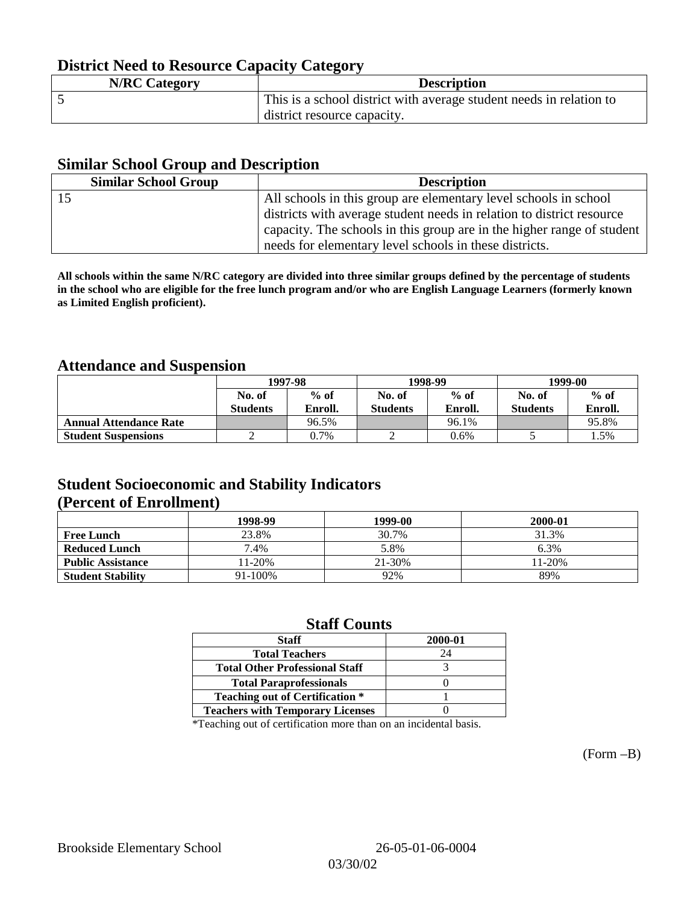## District Need to Resource Capacity Category

| N/RC Category | Description |
|---|---|
| 5 | This is a school district with average student needs in relation to district resource capacity. |

## Similar School Group and Description

| Similar School Group | Description |
|---|---|
| 15 | All schools in this group are elementary level schools in school districts with average student needs in relation to district resource capacity. The schools in this group are in the higher range of student needs for elementary level schools in these districts. |

**All schools within the same N/RC category are divided into three similar groups defined by the percentage of students in the school who are eligible for the free lunch program and/or who are English Language Learners (formerly known as Limited English proficient).**

## Attendance and Suspension

| | 1997-98 | | 1998-99 | | 1999-00 | |
|---|---|---|---|---|---|---|
| | No. of Students | % of Enroll. | No. of Students | % of Enroll. | No. of Students | % of Enroll. |
| **Annual Attendance Rate** | | 96.5% | | 96.1% | | 95.8% |
| **Student Suspensions** | 2 | 0.7% | 2 | 0.6% | 5 | 1.5% |

## Student Socioeconomic and Stability Indicators (Percent of Enrollment)

| | 1998-99 | 1999-00 | 2000-01 |
|---|---|---|---|
| **Free Lunch** | 23.8% | 30.7% | 31.3% |
| **Reduced Lunch** | 7.4% | 5.8% | 6.3% |
| **Public Assistance** | 11-20% | 21-30% | 11-20% |
| **Student Stability** | 91-100% | 92% | 89% |

## Staff Counts

| Staff | 2000-01 |
|---|---|
| Total Teachers | 24 |
| Total Other Professional Staff | 3 |
| Total Paraprofessionals | 0 |
| Teaching out of Certification * | 1 |
| Teachers with Temporary Licenses | 0 |

*Teaching out of certification more than on an incidental basis.

(Form –B)

Brookside Elementary School 26-05-01-06-0004

03/30/02